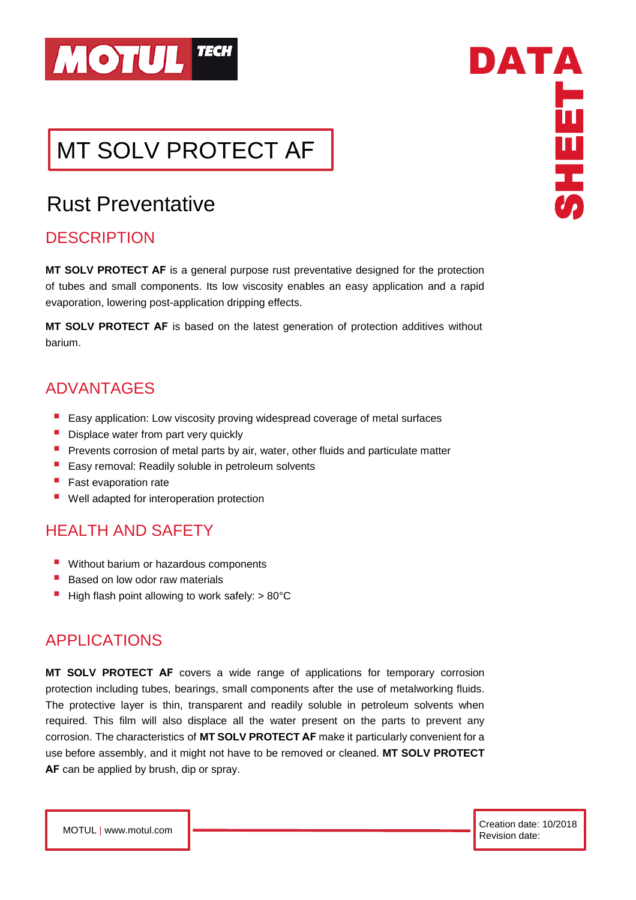# MT SOLV PROTECT AF

## Rust Preventative

## DESCRIPTION

**MT SOLV PROTECT AF** is a general purpose rust preventative designed for the protection of tubes and small components. Its low viscosity enables an easy application and a rapid evaporation, lowering post-application dripping effects.

**MT SOLV PROTECT AF** is based on the latest generation of protection additives without barium.

## ADVANTAGES

- Easy application: Low viscosity proving widespread coverage of metal surfaces
- Displace water from part very quickly
- Prevents corrosion of metal parts by air, water, other fluids and particulate matter
- Easy removal: Readily soluble in petroleum solvents
- Fast evaporation rate
- Well adapted for interoperation protection

## HEALTH AND SAFETY

- Without barium or hazardous components
- Based on low odor raw materials
- High flash point allowing to work safely: > 80°C

## APPLICATIONS

**MT SOLV PROTECT AF** covers a wide range of applications for temporary corrosion protection including tubes, bearings, small components after the use of metalworking fluids. The protective layer is thin, transparent and readily soluble in petroleum solvents when required. This film will also displace all the water present on the parts to prevent any corrosion. The characteristics of **MT SOLV PROTECT AF** make it particularly convenient for a use before assembly, and it might not have to be removed or cleaned. **MT SOLV PROTECT AF** can be applied by brush, dip or spray.

MOTUL | www.motul.com

Creation date: 10/2018
Revision date: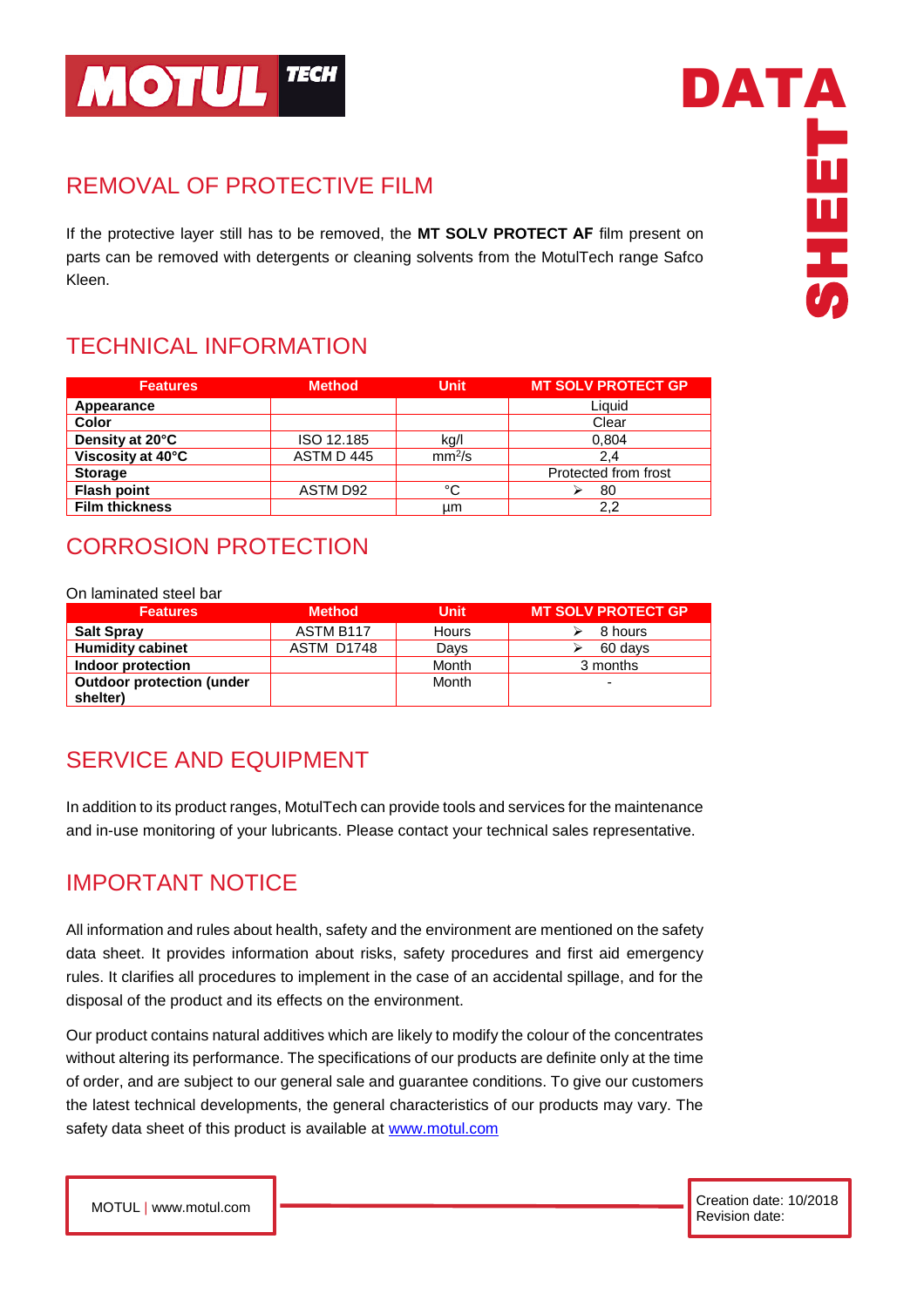## REMOVAL OF PROTECTIVE FILM

If the protective layer still has to be removed, the **MT SOLV PROTECT AF** film present on parts can be removed with detergents or cleaning solvents from the MotulTech range Safco Kleen.

## TECHNICAL INFORMATION

| Features | Method | Unit | MT SOLV PROTECT GP |
|---|---|---|---|
| **Appearance** | | | Liquid |
| **Color** | | | Clear |
| **Density at 20°C** | ISO 12.185 | kg/l | 0,804 |
| **Viscosity at 40°C** | ASTM D 445 | $mm^2/s$ | 2,4 |
| **Storage** | | | Protected from frost |
| **Flash point** | ASTM D92 | °C | ➢ 80 |
| **Film thickness** | | µm | 2,2 |

## CORROSION PROTECTION

On laminated steel bar

| Features | Method | Unit | MT SOLV PROTECT GP |
|---|---|---|---|
| **Salt Spray** | ASTM B117 | Hours | ➢ 8 hours |
| **Humidity cabinet** | ASTM D1748 | Days | ➢ 60 days |
| **Indoor protection** | | Month | 3 months |
| **Outdoor protection (under shelter)** | | Month | - |

## SERVICE AND EQUIPMENT

In addition to its product ranges, MotulTech can provide tools and services for the maintenance and in-use monitoring of your lubricants. Please contact your technical sales representative.

## IMPORTANT NOTICE

All information and rules about health, safety and the environment are mentioned on the safety data sheet. It provides information about risks, safety procedures and first aid emergency rules. It clarifies all procedures to implement in the case of an accidental spillage, and for the disposal of the product and its effects on the environment.

Our product contains natural additives which are likely to modify the colour of the concentrates without altering its performance. The specifications of our products are definite only at the time of order, and are subject to our general sale and guarantee conditions. To give our customers the latest technical developments, the general characteristics of our products may vary. The safety data sheet of this product is available at www.motul.com

Creation date: 10/2018
Revision date: